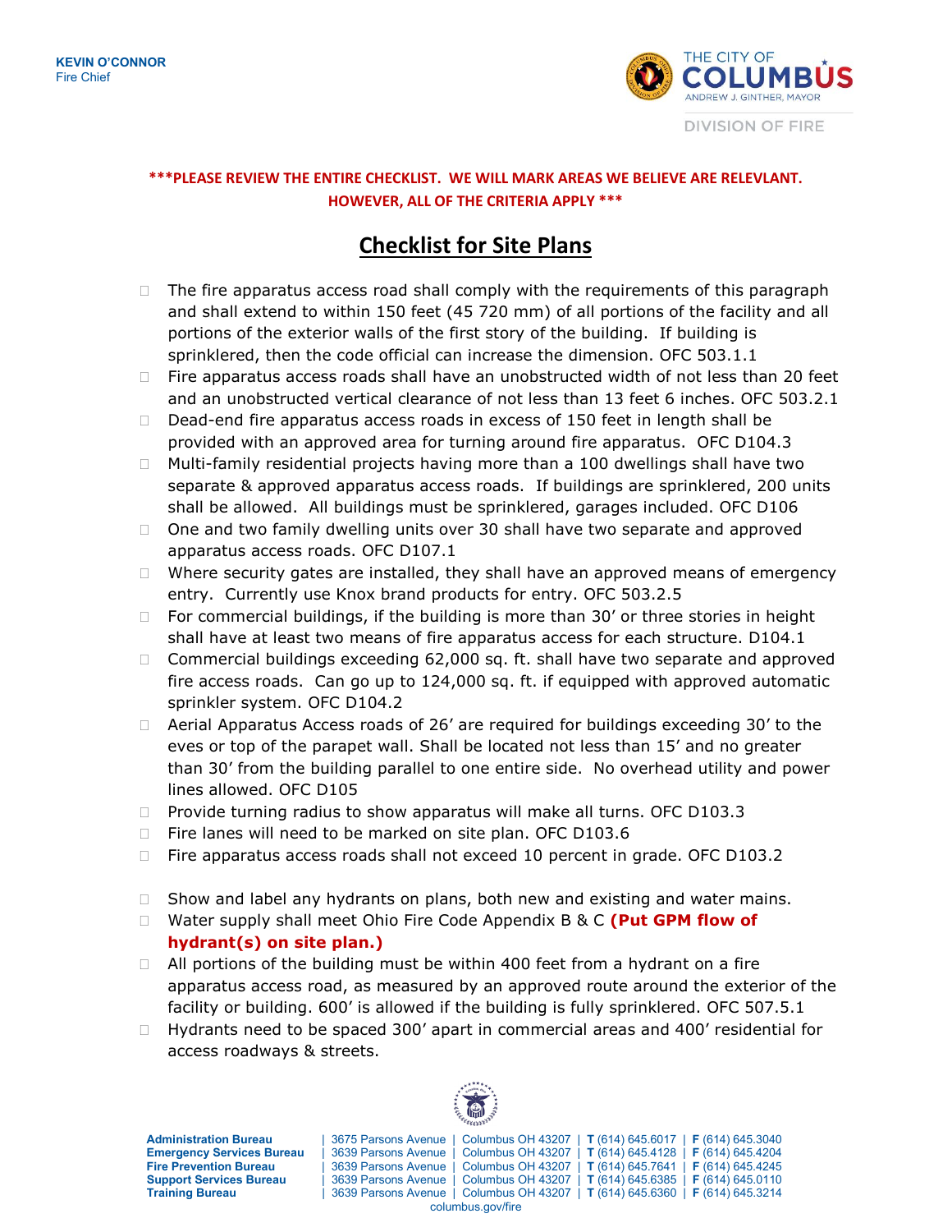**KEVIN O'CONNOR**
Fire Chief

THE CITY OF COLUMBUS
ANDREW J. GINTHER, MAYOR

DIVISION OF FIRE

**\*\*\*PLEASE REVIEW THE ENTIRE CHECKLIST. WE WILL MARK AREAS WE BELIEVE ARE RELEVLANT. HOWEVER, ALL OF THE CRITERIA APPLY \*\*\***

# Checklist for Site Plans

- ☐ The fire apparatus access road shall comply with the requirements of this paragraph and shall extend to within 150 feet (45 720 mm) of all portions of the facility and all portions of the exterior walls of the first story of the building. If building is sprinklered, then the code official can increase the dimension. OFC 503.1.1
- ☐ Fire apparatus access roads shall have an unobstructed width of not less than 20 feet and an unobstructed vertical clearance of not less than 13 feet 6 inches. OFC 503.2.1
- ☐ Dead-end fire apparatus access roads in excess of 150 feet in length shall be provided with an approved area for turning around fire apparatus. OFC D104.3
- ☐ Multi-family residential projects having more than a 100 dwellings shall have two separate & approved apparatus access roads. If buildings are sprinklered, 200 units shall be allowed. All buildings must be sprinklered, garages included. OFC D106
- ☐ One and two family dwelling units over 30 shall have two separate and approved apparatus access roads. OFC D107.1
- ☐ Where security gates are installed, they shall have an approved means of emergency entry. Currently use Knox brand products for entry. OFC 503.2.5
- ☐ For commercial buildings, if the building is more than 30' or three stories in height shall have at least two means of fire apparatus access for each structure. D104.1
- ☐ Commercial buildings exceeding 62,000 sq. ft. shall have two separate and approved fire access roads. Can go up to 124,000 sq. ft. if equipped with approved automatic sprinkler system. OFC D104.2
- ☐ Aerial Apparatus Access roads of 26' are required for buildings exceeding 30' to the eves or top of the parapet wall. Shall be located not less than 15' and no greater than 30' from the building parallel to one entire side. No overhead utility and power lines allowed. OFC D105
- ☐ Provide turning radius to show apparatus will make all turns. OFC D103.3
- ☐ Fire lanes will need to be marked on site plan. OFC D103.6
- ☐ Fire apparatus access roads shall not exceed 10 percent in grade. OFC D103.2

- ☐ Show and label any hydrants on plans, both new and existing and water mains.
- ☐ Water supply shall meet Ohio Fire Code Appendix B & C **(Put GPM flow of hydrant(s) on site plan.)**
- ☐ All portions of the building must be within 400 feet from a hydrant on a fire apparatus access road, as measured by an approved route around the exterior of the facility or building. 600' is allowed if the building is fully sprinklered. OFC 507.5.1
- ☐ Hydrants need to be spaced 300' apart in commercial areas and 400' residential for access roadways & streets.

| | | | | |
|---|---|---|---|---|
| **Administration Bureau** | 3675 Parsons Avenue | Columbus OH 43207 | **T** (614) 645.6017 | **F** (614) 645.3040 |
| **Emergency Services Bureau** | 3639 Parsons Avenue | Columbus OH 43207 | **T** (614) 645.4128 | **F** (614) 645.4204 |
| **Fire Prevention Bureau** | 3639 Parsons Avenue | Columbus OH 43207 | **T** (614) 645.7641 | **F** (614) 645.4245 |
| **Support Services Bureau** | 3639 Parsons Avenue | Columbus OH 43207 | **T** (614) 645.6385 | **F** (614) 645.0110 |
| **Training Bureau** | 3639 Parsons Avenue | Columbus OH 43207 | **T** (614) 645.6360 | **F** (614) 645.3214 |

columbus.gov/fire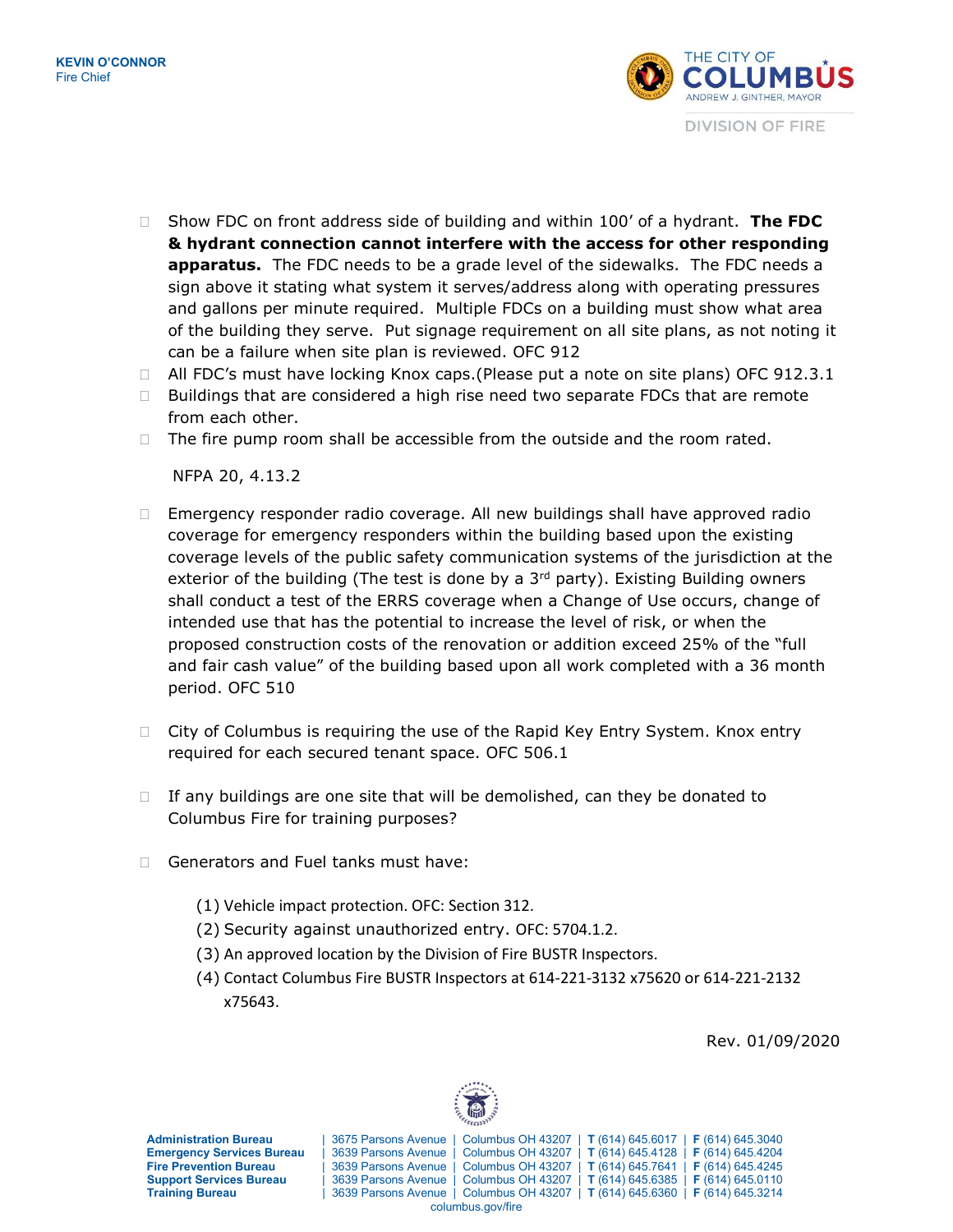- Show FDC on front address side of building and within 100' of a hydrant. **The FDC & hydrant connection cannot interfere with the access for other responding apparatus.** The FDC needs to be a grade level of the sidewalks. The FDC needs a sign above it stating what system it serves/address along with operating pressures and gallons per minute required. Multiple FDCs on a building must show what area of the building they serve. Put signage requirement on all site plans, as not noting it can be a failure when site plan is reviewed. OFC 912
- All FDC's must have locking Knox caps.(Please put a note on site plans) OFC 912.3.1
- Buildings that are considered a high rise need two separate FDCs that are remote from each other.
- The fire pump room shall be accessible from the outside and the room rated.

  NFPA 20, 4.13.2

- Emergency responder radio coverage. All new buildings shall have approved radio coverage for emergency responders within the building based upon the existing coverage levels of the public safety communication systems of the jurisdiction at the exterior of the building (The test is done by a 3rd party). Existing Building owners shall conduct a test of the ERRS coverage when a Change of Use occurs, change of intended use that has the potential to increase the level of risk, or when the proposed construction costs of the renovation or addition exceed 25% of the "full and fair cash value" of the building based upon all work completed with a 36 month period. OFC 510

- City of Columbus is requiring the use of the Rapid Key Entry System. Knox entry required for each secured tenant space. OFC 506.1

- If any buildings are one site that will be demolished, can they be donated to Columbus Fire for training purposes?

- Generators and Fuel tanks must have:

  (1) Vehicle impact protection. OFC: Section 312.
  (2) Security against unauthorized entry. OFC: 5704.1.2.
  (3) An approved location by the Division of Fire BUSTR Inspectors.
  (4) Contact Columbus Fire BUSTR Inspectors at 614-221-3132 x75620 or 614-221-2132 x75643.

Rev. 01/09/2020